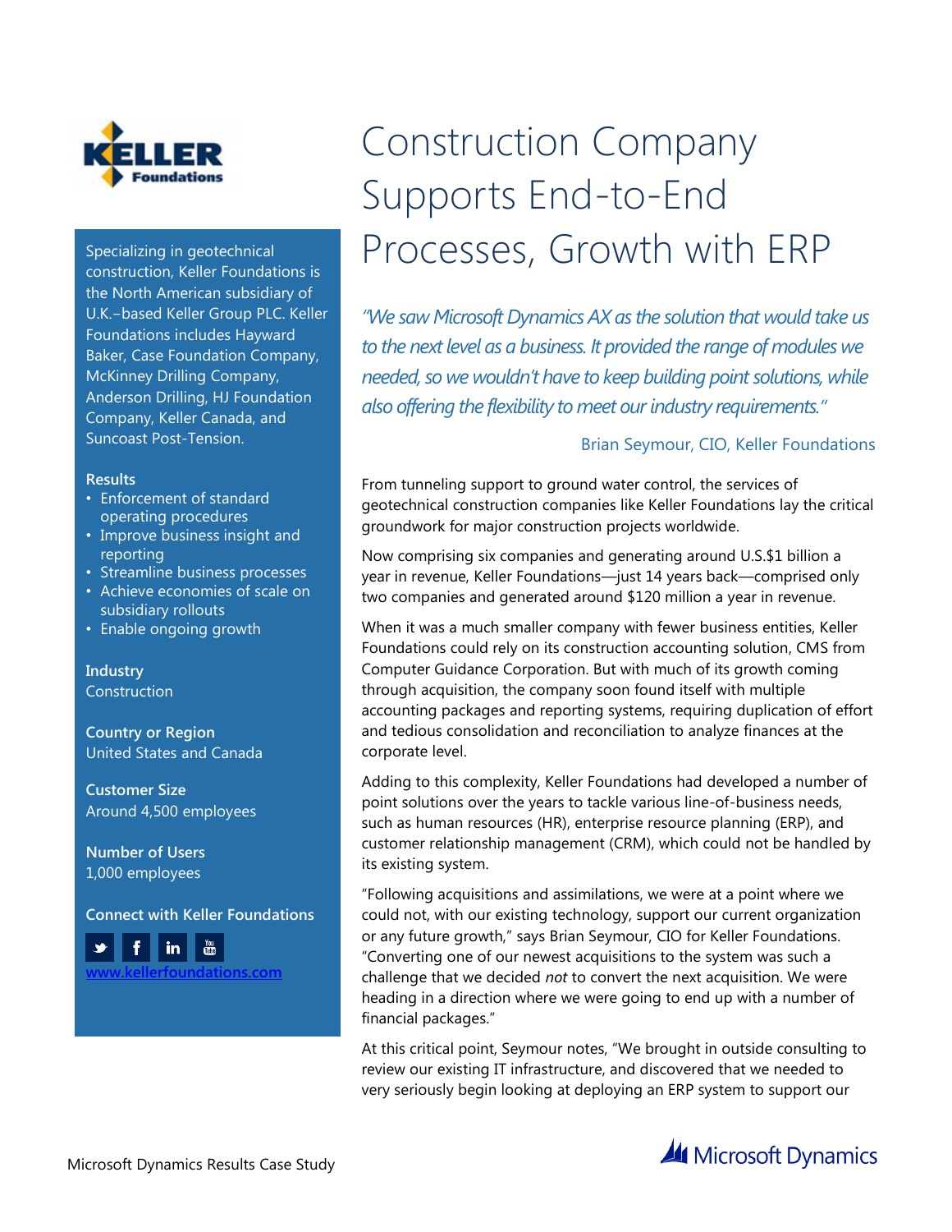# Construction Company Supports End-to-End Processes, Growth with ERP

*"We saw Microsoft Dynamics AX as the solution that would take us to the next level as a business. It provided the range of modules we needed, so we wouldn't have to keep building point solutions, while also offering the flexibility to meet our industry requirements."*

Brian Seymour, CIO, Keller Foundations

Specializing in geotechnical construction, Keller Foundations is the North American subsidiary of U.K.–based Keller Group PLC. Keller Foundations includes Hayward Baker, Case Foundation Company, McKinney Drilling Company, Anderson Drilling, HJ Foundation Company, Keller Canada, and Suncoast Post-Tension.

**Results**

- Enforcement of standard operating procedures
- Improve business insight and reporting
- Streamline business processes
- Achieve economies of scale on subsidiary rollouts
- Enable ongoing growth

**Industry**
Construction

**Country or Region**
United States and Canada

**Customer Size**
Around 4,500 employees

**Number of Users**
1,000 employees

**Connect with Keller Foundations**

[www.kellerfoundations.com](http://www.kellerfoundations.com)

From tunneling support to ground water control, the services of geotechnical construction companies like Keller Foundations lay the critical groundwork for major construction projects worldwide.

Now comprising six companies and generating around U.S.$1 billion a year in revenue, Keller Foundations—just 14 years back—comprised only two companies and generated around $120 million a year in revenue.

When it was a much smaller company with fewer business entities, Keller Foundations could rely on its construction accounting solution, CMS from Computer Guidance Corporation. But with much of its growth coming through acquisition, the company soon found itself with multiple accounting packages and reporting systems, requiring duplication of effort and tedious consolidation and reconciliation to analyze finances at the corporate level.

Adding to this complexity, Keller Foundations had developed a number of point solutions over the years to tackle various line-of-business needs, such as human resources (HR), enterprise resource planning (ERP), and customer relationship management (CRM), which could not be handled by its existing system.

"Following acquisitions and assimilations, we were at a point where we could not, with our existing technology, support our current organization or any future growth," says Brian Seymour, CIO for Keller Foundations. "Converting one of our newest acquisitions to the system was such a challenge that we decided *not* to convert the next acquisition. We were heading in a direction where we were going to end up with a number of financial packages."

At this critical point, Seymour notes, "We brought in outside consulting to review our existing IT infrastructure, and discovered that we needed to very seriously begin looking at deploying an ERP system to support our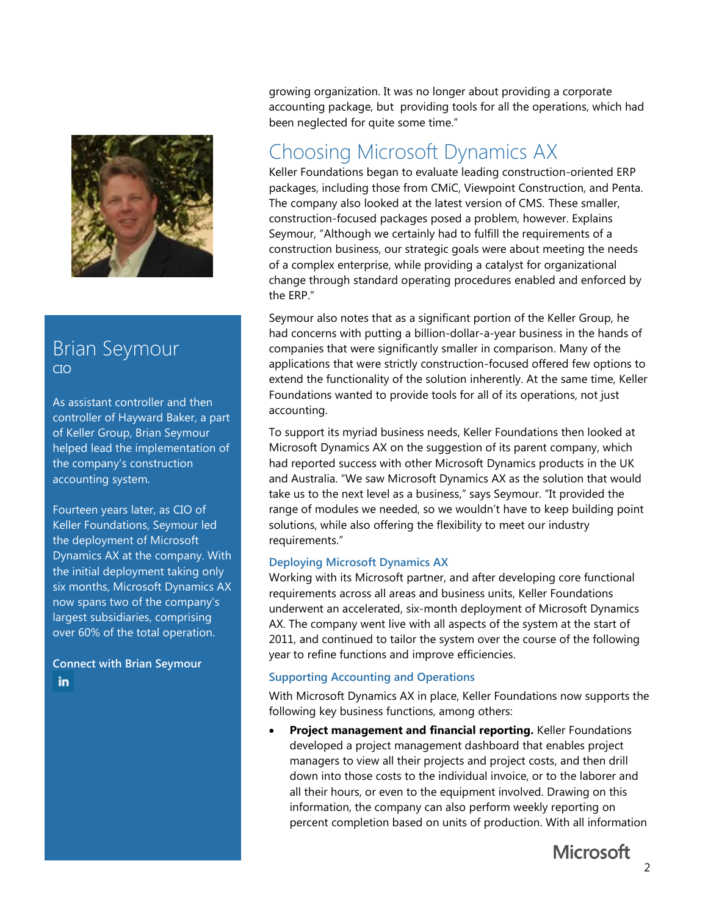growing organization. It was no longer about providing a corporate accounting package, but providing tools for all the operations, which had been neglected for quite some time."

## Choosing Microsoft Dynamics AX

Keller Foundations began to evaluate leading construction-oriented ERP packages, including those from CMiC, Viewpoint Construction, and Penta. The company also looked at the latest version of CMS. These smaller, construction-focused packages posed a problem, however. Explains Seymour, "Although we certainly had to fulfill the requirements of a construction business, our strategic goals were about meeting the needs of a complex enterprise, while providing a catalyst for organizational change through standard operating procedures enabled and enforced by the ERP."

Seymour also notes that as a significant portion of the Keller Group, he had concerns with putting a billion-dollar-a-year business in the hands of companies that were significantly smaller in comparison. Many of the applications that were strictly construction-focused offered few options to extend the functionality of the solution inherently. At the same time, Keller Foundations wanted to provide tools for all of its operations, not just accounting.

To support its myriad business needs, Keller Foundations then looked at Microsoft Dynamics AX on the suggestion of its parent company, which had reported success with other Microsoft Dynamics products in the UK and Australia. "We saw Microsoft Dynamics AX as the solution that would take us to the next level as a business," says Seymour. "It provided the range of modules we needed, so we wouldn't have to keep building point solutions, while also offering the flexibility to meet our industry requirements."

### Deploying Microsoft Dynamics AX

Working with its Microsoft partner, and after developing core functional requirements across all areas and business units, Keller Foundations underwent an accelerated, six-month deployment of Microsoft Dynamics AX. The company went live with all aspects of the system at the start of 2011, and continued to tailor the system over the course of the following year to refine functions and improve efficiencies.

### Supporting Accounting and Operations

With Microsoft Dynamics AX in place, Keller Foundations now supports the following key business functions, among others:

- **Project management and financial reporting.** Keller Foundations developed a project management dashboard that enables project managers to view all their projects and project costs, and then drill down into those costs to the individual invoice, or to the laborer and all their hours, or even to the equipment involved. Drawing on this information, the company can also perform weekly reporting on percent completion based on units of production. With all information

## Brian Seymour
CIO

As assistant controller and then controller of Hayward Baker, a part of Keller Group, Brian Seymour helped lead the implementation of the company's construction accounting system.

Fourteen years later, as CIO of Keller Foundations, Seymour led the deployment of Microsoft Dynamics AX at the company. With the initial deployment taking only six months, Microsoft Dynamics AX now spans two of the company's largest subsidiaries, comprising over 60% of the total operation.

**Connect with Brian Seymour**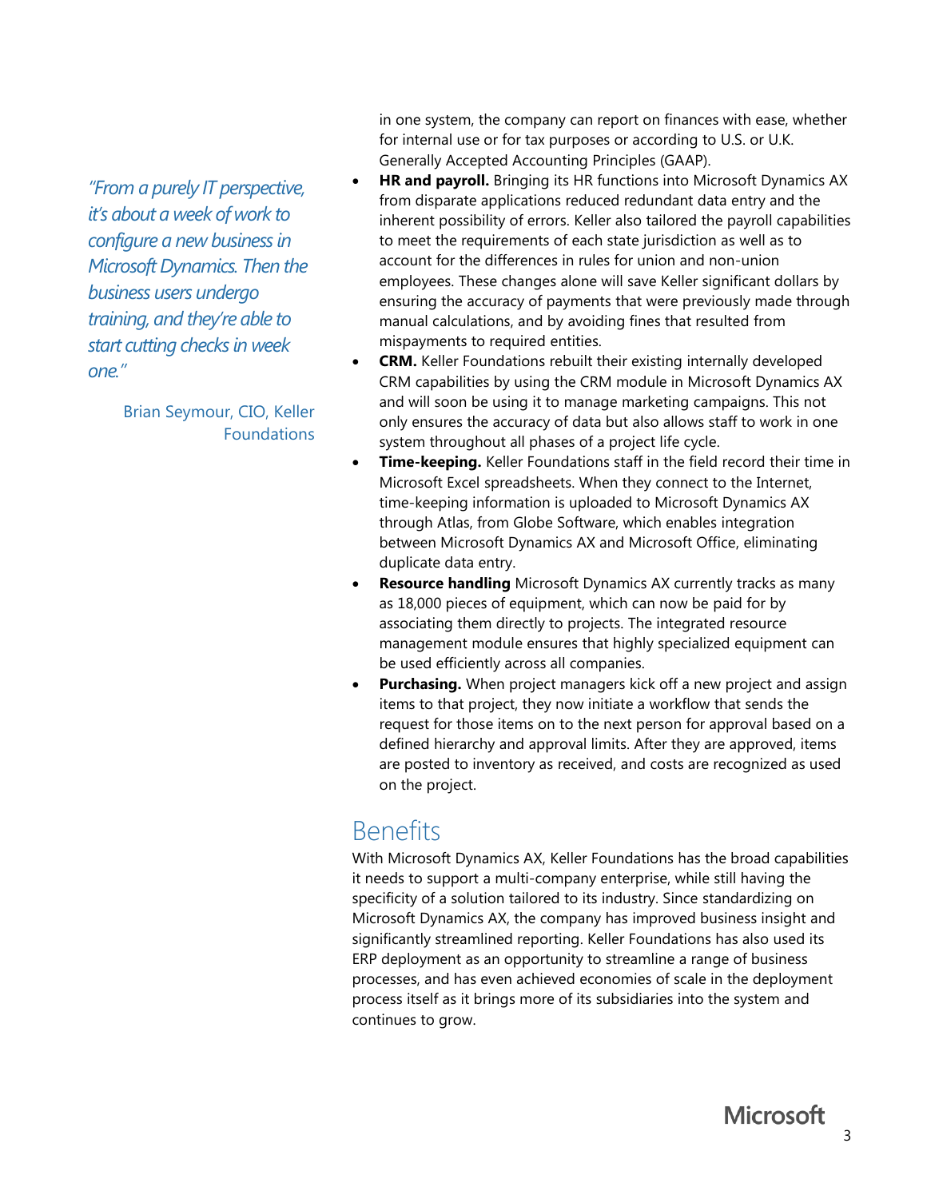> *"From a purely IT perspective, it's about a week of work to configure a new business in Microsoft Dynamics. Then the business users undergo training, and they're able to start cutting checks in week one."*
>
> Brian Seymour, CIO, Keller Foundations

in one system, the company can report on finances with ease, whether for internal use or for tax purposes or according to U.S. or U.K. Generally Accepted Accounting Principles (GAAP).

- **HR and payroll.** Bringing its HR functions into Microsoft Dynamics AX from disparate applications reduced redundant data entry and the inherent possibility of errors. Keller also tailored the payroll capabilities to meet the requirements of each state jurisdiction as well as to account for the differences in rules for union and non-union employees. These changes alone will save Keller significant dollars by ensuring the accuracy of payments that were previously made through manual calculations, and by avoiding fines that resulted from mispayments to required entities.
- **CRM.** Keller Foundations rebuilt their existing internally developed CRM capabilities by using the CRM module in Microsoft Dynamics AX and will soon be using it to manage marketing campaigns. This not only ensures the accuracy of data but also allows staff to work in one system throughout all phases of a project life cycle.
- **Time-keeping.** Keller Foundations staff in the field record their time in Microsoft Excel spreadsheets. When they connect to the Internet, time-keeping information is uploaded to Microsoft Dynamics AX through Atlas, from Globe Software, which enables integration between Microsoft Dynamics AX and Microsoft Office, eliminating duplicate data entry.
- **Resource handling** Microsoft Dynamics AX currently tracks as many as 18,000 pieces of equipment, which can now be paid for by associating them directly to projects. The integrated resource management module ensures that highly specialized equipment can be used efficiently across all companies.
- **Purchasing.** When project managers kick off a new project and assign items to that project, they now initiate a workflow that sends the request for those items on to the next person for approval based on a defined hierarchy and approval limits. After they are approved, items are posted to inventory as received, and costs are recognized as used on the project.

## Benefits

With Microsoft Dynamics AX, Keller Foundations has the broad capabilities it needs to support a multi-company enterprise, while still having the specificity of a solution tailored to its industry. Since standardizing on Microsoft Dynamics AX, the company has improved business insight and significantly streamlined reporting. Keller Foundations has also used its ERP deployment as an opportunity to streamline a range of business processes, and has even achieved economies of scale in the deployment process itself as it brings more of its subsidiaries into the system and continues to grow.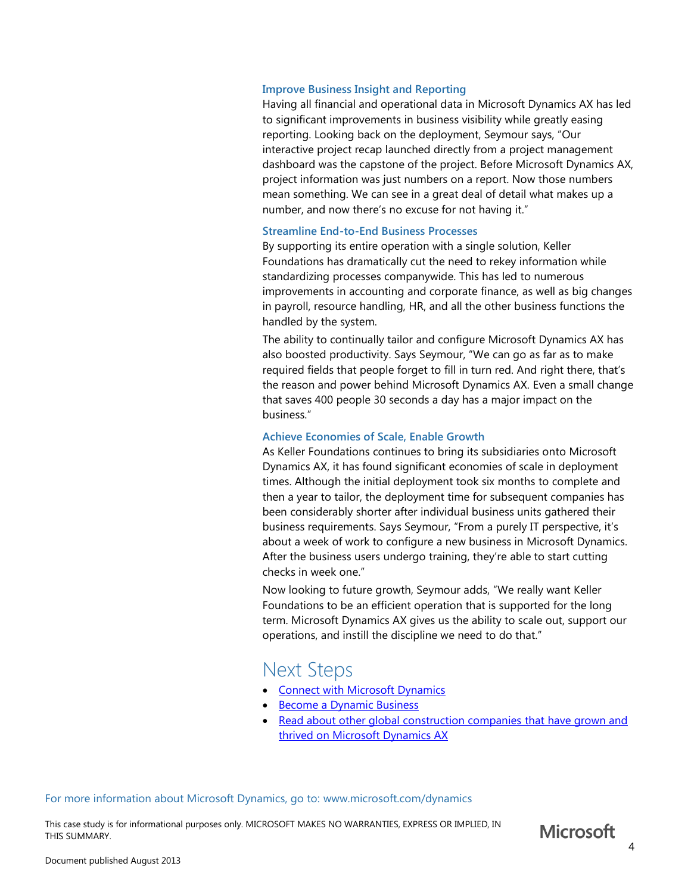### Improve Business Insight and Reporting

Having all financial and operational data in Microsoft Dynamics AX has led to significant improvements in business visibility while greatly easing reporting. Looking back on the deployment, Seymour says, "Our interactive project recap launched directly from a project management dashboard was the capstone of the project. Before Microsoft Dynamics AX, project information was just numbers on a report. Now those numbers mean something. We can see in a great deal of detail what makes up a number, and now there's no excuse for not having it."

### Streamline End-to-End Business Processes

By supporting its entire operation with a single solution, Keller Foundations has dramatically cut the need to rekey information while standardizing processes companywide. This has led to numerous improvements in accounting and corporate finance, as well as big changes in payroll, resource handling, HR, and all the other business functions the handled by the system.

The ability to continually tailor and configure Microsoft Dynamics AX has also boosted productivity. Says Seymour, "We can go as far as to make required fields that people forget to fill in turn red. And right there, that's the reason and power behind Microsoft Dynamics AX. Even a small change that saves 400 people 30 seconds a day has a major impact on the business."

### Achieve Economies of Scale, Enable Growth

As Keller Foundations continues to bring its subsidiaries onto Microsoft Dynamics AX, it has found significant economies of scale in deployment times. Although the initial deployment took six months to complete and then a year to tailor, the deployment time for subsequent companies has been considerably shorter after individual business units gathered their business requirements. Says Seymour, "From a purely IT perspective, it's about a week of work to configure a new business in Microsoft Dynamics. After the business users undergo training, they're able to start cutting checks in week one."

Now looking to future growth, Seymour adds, "We really want Keller Foundations to be an efficient operation that is supported for the long term. Microsoft Dynamics AX gives us the ability to scale out, support our operations, and instill the discipline we need to do that."

## Next Steps

- Connect with Microsoft Dynamics
- Become a Dynamic Business
- Read about other global construction companies that have grown and thrived on Microsoft Dynamics AX

For more information about Microsoft Dynamics, go to: www.microsoft.com/dynamics

This case study is for informational purposes only. MICROSOFT MAKES NO WARRANTIES, EXPRESS OR IMPLIED, IN THIS SUMMARY.

Microsoft

Document published August 2013